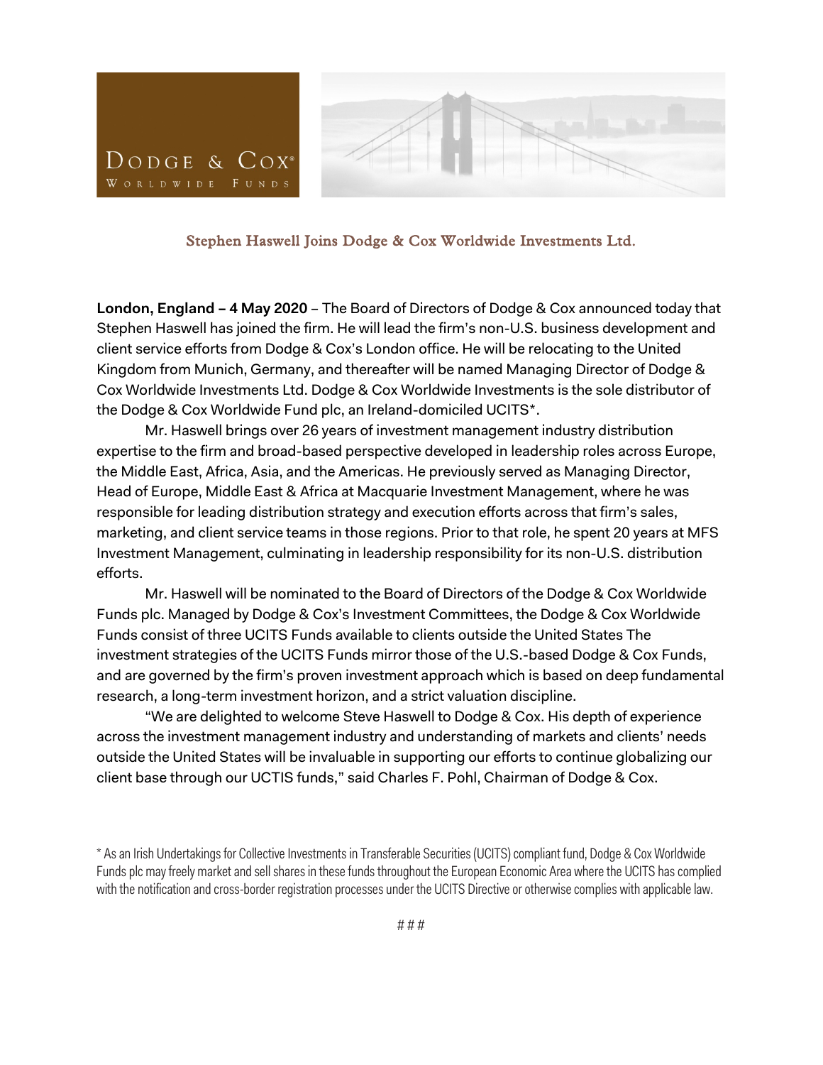# Stephen Haswell Joins Dodge & Cox Worldwide Investments Ltd.

**London, England – 4 May 2020** – The Board of Directors of Dodge & Cox announced today that Stephen Haswell has joined the firm. He will lead the firm's non-U.S. business development and client service efforts from Dodge & Cox's London office. He will be relocating to the United Kingdom from Munich, Germany, and thereafter will be named Managing Director of Dodge & Cox Worldwide Investments Ltd. Dodge & Cox Worldwide Investments is the sole distributor of the Dodge & Cox Worldwide Fund plc, an Ireland-domiciled UCITS*.

Mr. Haswell brings over 26 years of investment management industry distribution expertise to the firm and broad-based perspective developed in leadership roles across Europe, the Middle East, Africa, Asia, and the Americas. He previously served as Managing Director, Head of Europe, Middle East & Africa at Macquarie Investment Management, where he was responsible for leading distribution strategy and execution efforts across that firm's sales, marketing, and client service teams in those regions. Prior to that role, he spent 20 years at MFS Investment Management, culminating in leadership responsibility for its non-U.S. distribution efforts.

Mr. Haswell will be nominated to the Board of Directors of the Dodge & Cox Worldwide Funds plc. Managed by Dodge & Cox's Investment Committees, the Dodge & Cox Worldwide Funds consist of three UCITS Funds available to clients outside the United States The investment strategies of the UCITS Funds mirror those of the U.S.-based Dodge & Cox Funds, and are governed by the firm's proven investment approach which is based on deep fundamental research, a long-term investment horizon, and a strict valuation discipline.

"We are delighted to welcome Steve Haswell to Dodge & Cox. His depth of experience across the investment management industry and understanding of markets and clients' needs outside the United States will be invaluable in supporting our efforts to continue globalizing our client base through our UCTIS funds," said Charles F. Pohl, Chairman of Dodge & Cox.

* As an Irish Undertakings for Collective Investments in Transferable Securities (UCITS) compliant fund, Dodge & Cox Worldwide Funds plc may freely market and sell shares in these funds throughout the European Economic Area where the UCITS has complied with the notification and cross-border registration processes under the UCITS Directive or otherwise complies with applicable law.

# # #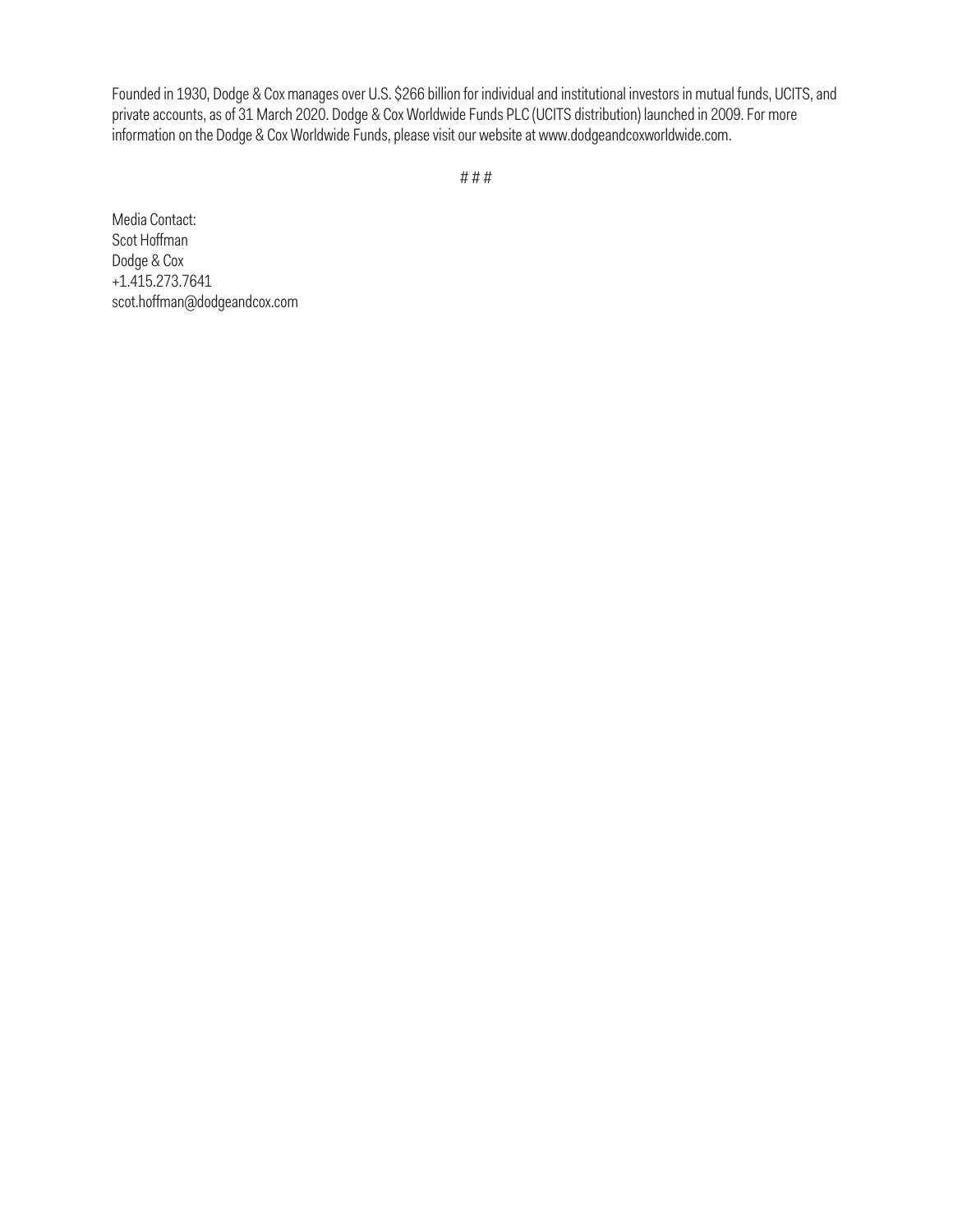Founded in 1930, Dodge & Cox manages over U.S. $266 billion for individual and institutional investors in mutual funds, UCITS, and private accounts, as of 31 March 2020. Dodge & Cox Worldwide Funds PLC (UCITS distribution) launched in 2009. For more information on the Dodge & Cox Worldwide Funds, please visit our website at www.dodgeandcoxworldwide.com.

# # #

Media Contact:
Scot Hoffman
Dodge & Cox
+1.415.273.7641
scot.hoffman@dodgeandcox.com